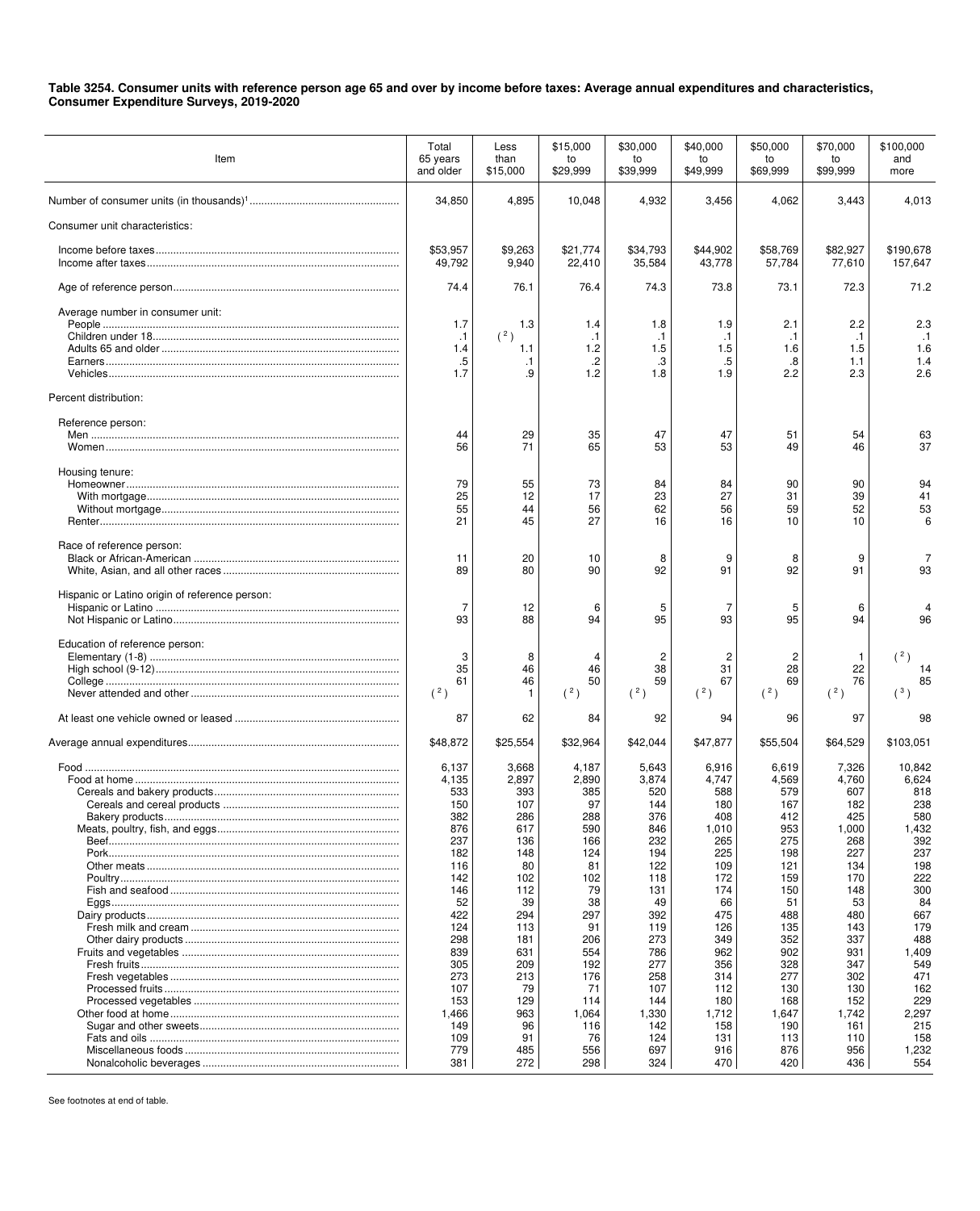**Table 3254. Consumer units with reference person age 65 and over by income before taxes: Average annual expenditures and characteristics, Consumer Expenditure Surveys, 2019-2020**

| Item | Total 65 years and older | Less than $15,000 | $15,000 to $29,999 | $30,000 to $39,999 | $40,000 to $49,999 | $50,000 to $69,999 | $70,000 to $99,999 | $100,000 and more |
|---|---|---|---|---|---|---|---|---|
| Number of consumer units (in thousands)[1] | 34,850 | 4,895 | 10,048 | 4,932 | 3,456 | 4,062 | 3,443 | 4,013 |
| Consumer unit characteristics: | | | | | | | | |
| Income before taxes | $53,957 | $9,263 | $21,774 | $34,793 | $44,902 | $58,769 | $82,927 | $190,678 |
| Income after taxes | 49,792 | 9,940 | 22,410 | 35,584 | 43,778 | 57,784 | 77,610 | 157,647 |
| Age of reference person | 74.4 | 76.1 | 76.4 | 74.3 | 73.8 | 73.1 | 72.3 | 71.2 |
| Average number in consumer unit: | | | | | | | | |
| People | 1.7 | 1.3 | 1.4 | 1.8 | 1.9 | 2.1 | 2.2 | 2.3 |
| Children under 18 | .1 | ([2]) | .1 | .1 | .1 | .1 | .1 | .1 |
| Adults 65 and older | 1.4 | 1.1 | 1.2 | 1.5 | 1.5 | 1.6 | 1.5 | 1.6 |
| Earners | .5 | .1 | .2 | .3 | .5 | .8 | 1.1 | 1.4 |
| Vehicles | 1.7 | .9 | 1.2 | 1.8 | 1.9 | 2.2 | 2.3 | 2.6 |
| Percent distribution: | | | | | | | | |
| Reference person: | | | | | | | | |
| Men | 44 | 29 | 35 | 47 | 47 | 51 | 54 | 63 |
| Women | 56 | 71 | 65 | 53 | 53 | 49 | 46 | 37 |
| Housing tenure: | | | | | | | | |
| Homeowner | 79 | 55 | 73 | 84 | 84 | 90 | 90 | 94 |
| With mortgage | 25 | 12 | 17 | 23 | 27 | 31 | 39 | 41 |
| Without mortgage | 55 | 44 | 56 | 62 | 56 | 59 | 52 | 53 |
| Renter | 21 | 45 | 27 | 16 | 16 | 10 | 10 | 6 |
| Race of reference person: | | | | | | | | |
| Black or African-American | 11 | 20 | 10 | 8 | 9 | 8 | 9 | 7 |
| White, Asian, and all other races | 89 | 80 | 90 | 92 | 91 | 92 | 91 | 93 |
| Hispanic or Latino origin of reference person: | | | | | | | | |
| Hispanic or Latino | 7 | 12 | 6 | 5 | 7 | 5 | 6 | 4 |
| Not Hispanic or Latino | 93 | 88 | 94 | 95 | 93 | 95 | 94 | 96 |
| Education of reference person: | | | | | | | | |
| Elementary (1-8) | 3 | 8 | 4 | 2 | 2 | 2 | 1 | ([2]) |
| High school (9-12) | 35 | 46 | 46 | 38 | 31 | 28 | 22 | 14 |
| College | 61 | 46 | 50 | 59 | 67 | 69 | 76 | 85 |
| Never attended and other | ([2]) | 1 | ([2]) | ([2]) | ([2]) | ([2]) | ([2]) | ([3]) |
| At least one vehicle owned or leased | 87 | 62 | 84 | 92 | 94 | 96 | 97 | 98 |
| Average annual expenditures | $48,872 | $25,554 | $32,964 | $42,044 | $47,877 | $55,504 | $64,529 | $103,051 |
| Food | 6,137 | 3,668 | 4,187 | 5,643 | 6,916 | 6,619 | 7,326 | 10,842 |
| Food at home | 4,135 | 2,897 | 2,890 | 3,874 | 4,747 | 4,569 | 4,760 | 6,624 |
| Cereals and bakery products | 533 | 393 | 385 | 520 | 588 | 579 | 607 | 818 |
| Cereals and cereal products | 150 | 107 | 97 | 144 | 180 | 167 | 182 | 238 |
| Bakery products | 382 | 286 | 288 | 376 | 408 | 412 | 425 | 580 |
| Meats, poultry, fish, and eggs | 876 | 617 | 590 | 846 | 1,010 | 953 | 1,000 | 1,432 |
| Beef | 237 | 136 | 166 | 232 | 265 | 275 | 268 | 392 |
| Pork | 182 | 148 | 124 | 194 | 225 | 198 | 227 | 237 |
| Other meats | 116 | 80 | 81 | 122 | 109 | 121 | 134 | 198 |
| Poultry | 142 | 102 | 102 | 118 | 172 | 159 | 170 | 222 |
| Fish and seafood | 146 | 112 | 79 | 131 | 174 | 150 | 148 | 300 |
| Eggs | 52 | 39 | 38 | 49 | 66 | 51 | 53 | 84 |
| Dairy products | 422 | 294 | 297 | 392 | 475 | 488 | 480 | 667 |
| Fresh milk and cream | 124 | 113 | 91 | 119 | 126 | 135 | 143 | 179 |
| Other dairy products | 298 | 181 | 206 | 273 | 349 | 352 | 337 | 488 |
| Fruits and vegetables | 839 | 631 | 554 | 786 | 962 | 902 | 931 | 1,409 |
| Fresh fruits | 305 | 209 | 192 | 277 | 356 | 328 | 347 | 549 |
| Fresh vegetables | 273 | 213 | 176 | 258 | 314 | 277 | 302 | 471 |
| Processed fruits | 107 | 79 | 71 | 107 | 112 | 130 | 130 | 162 |
| Processed vegetables | 153 | 129 | 114 | 144 | 180 | 168 | 152 | 229 |
| Other food at home | 1,466 | 963 | 1,064 | 1,330 | 1,712 | 1,647 | 1,742 | 2,297 |
| Sugar and other sweets | 149 | 96 | 116 | 142 | 158 | 190 | 161 | 215 |
| Fats and oils | 109 | 91 | 76 | 124 | 131 | 113 | 110 | 158 |
| Miscellaneous foods | 779 | 485 | 556 | 697 | 916 | 876 | 956 | 1,232 |
| Nonalcoholic beverages | 381 | 272 | 298 | 324 | 470 | 420 | 436 | 554 |

See footnotes at end of table.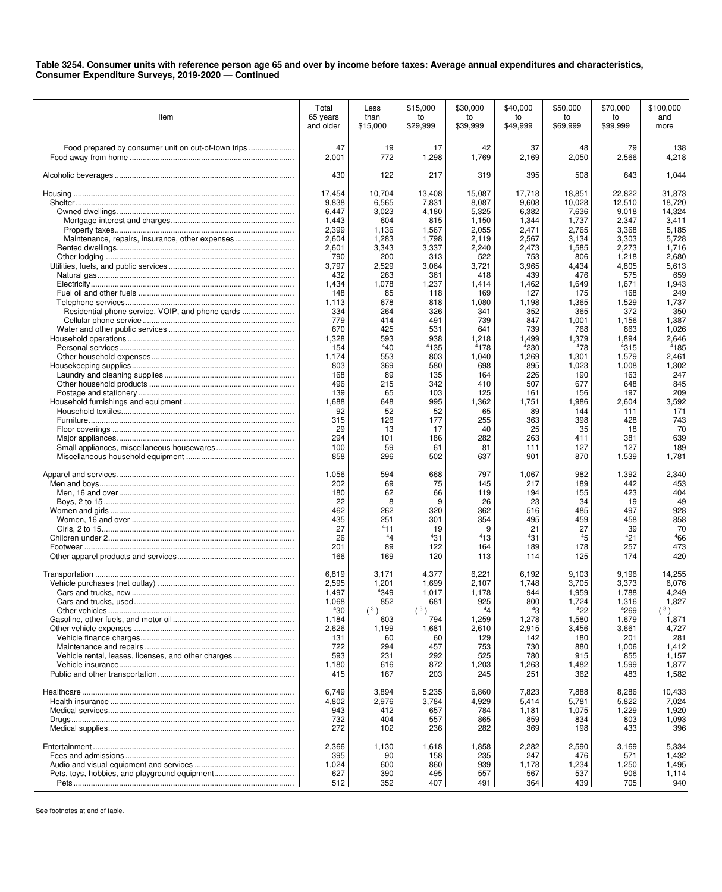**Table 3254. Consumer units with reference person age 65 and over by income before taxes: Average annual expenditures and characteristics, Consumer Expenditure Surveys, 2019-2020 — Continued**

| Item | Total 65 years and older | Less than $15,000 | $15,000 to $29,999 | $30,000 to $39,999 | $40,000 to $49,999 | $50,000 to $69,999 | $70,000 to $99,999 | $100,000 and more |
|---|---|---|---|---|---|---|---|---|
| Food prepared by consumer unit on out-of-town trips | 47 | 19 | 17 | 42 | 37 | 48 | 79 | 138 |
| Food away from home | 2,001 | 772 | 1,298 | 1,769 | 2,169 | 2,050 | 2,566 | 4,218 |
| Alcoholic beverages | 430 | 122 | 217 | 319 | 395 | 508 | 643 | 1,044 |
| Housing | 17,454 | 10,704 | 13,408 | 15,087 | 17,718 | 18,851 | 22,822 | 31,873 |
| Shelter | 9,838 | 6,565 | 7,831 | 8,087 | 9,608 | 10,028 | 12,510 | 18,720 |
| Owned dwellings | 6,447 | 3,023 | 4,180 | 5,325 | 6,382 | 7,636 | 9,018 | 14,324 |
| Mortgage interest and charges | 1,443 | 604 | 815 | 1,150 | 1,344 | 1,737 | 2,347 | 3,411 |
| Property taxes | 2,399 | 1,136 | 1,567 | 2,055 | 2,471 | 2,765 | 3,368 | 5,185 |
| Maintenance, repairs, insurance, other expenses | 2,604 | 1,283 | 1,798 | 2,119 | 2,567 | 3,134 | 3,303 | 5,728 |
| Rented dwellings | 2,601 | 3,343 | 3,337 | 2,240 | 2,473 | 1,585 | 2,273 | 1,716 |
| Other lodging | 790 | 200 | 313 | 522 | 753 | 806 | 1,218 | 2,680 |
| Utilities, fuels, and public services | 3,797 | 2,529 | 3,064 | 3,721 | 3,965 | 4,434 | 4,805 | 5,613 |
| Natural gas | 432 | 263 | 361 | 418 | 439 | 476 | 575 | 659 |
| Electricity | 1,434 | 1,078 | 1,237 | 1,414 | 1,462 | 1,649 | 1,671 | 1,943 |
| Fuel oil and other fuels | 148 | 85 | 118 | 169 | 127 | 175 | 168 | 249 |
| Telephone services | 1,113 | 678 | 818 | 1,080 | 1,198 | 1,365 | 1,529 | 1,737 |
| Residential phone service, VOIP, and phone cards | 334 | 264 | 326 | 341 | 352 | 365 | 372 | 350 |
| Cellular phone service | 779 | 414 | 491 | 739 | 847 | 1,001 | 1,156 | 1,387 |
| Water and other public services | 670 | 425 | 531 | 641 | 739 | 768 | 863 | 1,026 |
| Household operations | 1,328 | 593 | 938 | 1,218 | 1,499 | 1,379 | 1,894 | 2,646 |
| Personal services | 154 | [4]40 | [4]135 | [4]178 | [4]230 | [4]78 | [4]315 | [4]185 |
| Other household expenses | 1,174 | 553 | 803 | 1,040 | 1,269 | 1,301 | 1,579 | 2,461 |
| Housekeeping supplies | 803 | 369 | 580 | 698 | 895 | 1,023 | 1,008 | 1,302 |
| Laundry and cleaning supplies | 168 | 89 | 135 | 164 | 226 | 190 | 163 | 247 |
| Other household products | 496 | 215 | 342 | 410 | 507 | 677 | 648 | 845 |
| Postage and stationery | 139 | 65 | 103 | 125 | 161 | 156 | 197 | 209 |
| Household furnishings and equipment | 1,688 | 648 | 995 | 1,362 | 1,751 | 1,986 | 2,604 | 3,592 |
| Household textiles | 92 | 52 | 52 | 65 | 89 | 144 | 111 | 171 |
| Furniture | 315 | 126 | 177 | 255 | 363 | 398 | 428 | 743 |
| Floor coverings | 29 | 13 | 17 | 40 | 25 | 35 | 18 | 70 |
| Major appliances | 294 | 101 | 186 | 282 | 263 | 411 | 381 | 639 |
| Small appliances, miscellaneous housewares | 100 | 59 | 61 | 81 | 111 | 127 | 127 | 189 |
| Miscellaneous household equipment | 858 | 296 | 502 | 637 | 901 | 870 | 1,539 | 1,781 |
| Apparel and services | 1,056 | 594 | 668 | 797 | 1,067 | 982 | 1,392 | 2,340 |
| Men and boys | 202 | 69 | 75 | 145 | 217 | 189 | 442 | 453 |
| Men, 16 and over | 180 | 62 | 66 | 119 | 194 | 155 | 423 | 404 |
| Boys, 2 to 15 | 22 | 8 | 9 | 26 | 23 | 34 | 19 | 49 |
| Women and girls | 462 | 262 | 320 | 362 | 516 | 485 | 497 | 928 |
| Women, 16 and over | 435 | 251 | 301 | 354 | 495 | 459 | 458 | 858 |
| Girls, 2 to 15 | 27 | [4]11 | 19 | 9 | 21 | 27 | 39 | 70 |
| Children under 2 | 26 | [4]4 | [4]31 | [4]13 | [4]31 | [4]5 | [4]21 | [4]66 |
| Footwear | 201 | 89 | 122 | 164 | 189 | 178 | 257 | 473 |
| Other apparel products and services | 166 | 169 | 120 | 113 | 114 | 125 | 174 | 420 |
| Transportation | 6,819 | 3,171 | 4,377 | 6,221 | 6,192 | 9,103 | 9,196 | 14,255 |
| Vehicle purchases (net outlay) | 2,595 | 1,201 | 1,699 | 2,107 | 1,748 | 3,705 | 3,373 | 6,076 |
| Cars and trucks, new | 1,497 | [4]349 | 1,017 | 1,178 | 944 | 1,959 | 1,788 | 4,249 |
| Cars and trucks, used | 1,068 | 852 | 681 | 925 | 800 | 1,724 | 1,316 | 1,827 |
| Other vehicles | [4]30 | ([3]) | ([3]) | [4]4 | [4]3 | [4]22 | [4]269 | ([3]) |
| Gasoline, other fuels, and motor oil | 1,184 | 603 | 794 | 1,259 | 1,278 | 1,580 | 1,679 | 1,871 |
| Other vehicle expenses | 2,626 | 1,199 | 1,681 | 2,610 | 2,915 | 3,456 | 3,661 | 4,727 |
| Vehicle finance charges | 131 | 60 | 60 | 129 | 142 | 180 | 201 | 281 |
| Maintenance and repairs | 722 | 294 | 457 | 753 | 730 | 880 | 1,006 | 1,412 |
| Vehicle rental, leases, licenses, and other charges | 593 | 231 | 292 | 525 | 780 | 915 | 855 | 1,157 |
| Vehicle insurance | 1,180 | 616 | 872 | 1,203 | 1,263 | 1,482 | 1,599 | 1,877 |
| Public and other transportation | 415 | 167 | 203 | 245 | 251 | 362 | 483 | 1,582 |
| Healthcare | 6,749 | 3,894 | 5,235 | 6,860 | 7,823 | 7,888 | 8,286 | 10,433 |
| Health insurance | 4,802 | 2,976 | 3,784 | 4,929 | 5,414 | 5,781 | 5,822 | 7,024 |
| Medical services | 943 | 412 | 657 | 784 | 1,181 | 1,075 | 1,229 | 1,920 |
| Drugs | 732 | 404 | 557 | 865 | 859 | 834 | 803 | 1,093 |
| Medical supplies | 272 | 102 | 236 | 282 | 369 | 198 | 433 | 396 |
| Entertainment | 2,366 | 1,130 | 1,618 | 1,858 | 2,282 | 2,590 | 3,169 | 5,334 |
| Fees and admissions | 395 | 90 | 158 | 235 | 247 | 476 | 571 | 1,432 |
| Audio and visual equipment and services | 1,024 | 600 | 860 | 939 | 1,178 | 1,234 | 1,250 | 1,495 |
| Pets, toys, hobbies, and playground equipment | 627 | 390 | 495 | 557 | 567 | 537 | 906 | 1,114 |
| Pets | 512 | 352 | 407 | 491 | 364 | 439 | 705 | 940 |

See footnotes at end of table.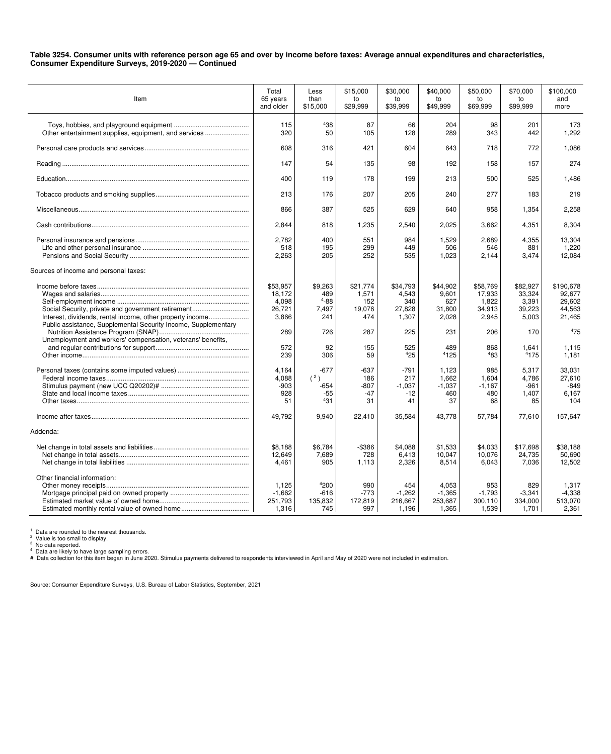**Table 3254. Consumer units with reference person age 65 and over by income before taxes: Average annual expenditures and characteristics, Consumer Expenditure Surveys, 2019-2020 — Continued**

| Item | Total 65 years and older | Less than $15,000 | $15,000 to $29,999 | $30,000 to $39,999 | $40,000 to $49,999 | $50,000 to $69,999 | $70,000 to $99,999 | $100,000 and more |
|---|---|---|---|---|---|---|---|---|
| Toys, hobbies, and playground equipment | 115 | [4]38 | 87 | 66 | 204 | 98 | 201 | 173 |
| Other entertainment supplies, equipment, and services | 320 | 50 | 105 | 128 | 289 | 343 | 442 | 1,292 |
| Personal care products and services | 608 | 316 | 421 | 604 | 643 | 718 | 772 | 1,086 |
| Reading | 147 | 54 | 135 | 98 | 192 | 158 | 157 | 274 |
| Education | 400 | 119 | 178 | 199 | 213 | 500 | 525 | 1,486 |
| Tobacco products and smoking supplies | 213 | 176 | 207 | 205 | 240 | 277 | 183 | 219 |
| Miscellaneous | 866 | 387 | 525 | 629 | 640 | 958 | 1,354 | 2,258 |
| Cash contributions | 2,844 | 818 | 1,235 | 2,540 | 2,025 | 3,662 | 4,351 | 8,304 |
| Personal insurance and pensions | 2,782 | 400 | 551 | 984 | 1,529 | 2,689 | 4,355 | 13,304 |
| Life and other personal insurance | 518 | 195 | 299 | 449 | 506 | 546 | 881 | 1,220 |
| Pensions and Social Security | 2,263 | 205 | 252 | 535 | 1,023 | 2,144 | 3,474 | 12,084 |
| Sources of income and personal taxes: | | | | | | | | |
| Income before taxes | $53,957 | $9,263 | $21,774 | $34,793 | $44,902 | $58,769 | $82,927 | $190,678 |
| Wages and salaries | 18,172 | 489 | 1,571 | 4,543 | 9,601 | 17,933 | 33,324 | 92,677 |
| Self-employment income | 4,098 | [4]-88 | 152 | 340 | 627 | 1,822 | 3,391 | 29,602 |
| Social Security, private and government retirement | 26,721 | 7,497 | 19,076 | 27,828 | 31,800 | 34,913 | 39,223 | 44,563 |
| Interest, dividends, rental income, other property income | 3,866 | 241 | 474 | 1,307 | 2,028 | 2,945 | 5,003 | 21,465 |
| Public assistance, Supplemental Security Income, Supplementary Nutrition Assistance Program (SNAP) | 289 | 726 | 287 | 225 | 231 | 206 | 170 | [4]75 |
| Unemployment and workers' compensation, veterans' benefits, and regular contributions for support | 572 | 92 | 155 | 525 | 489 | 868 | 1,641 | 1,115 |
| Other income | 239 | 306 | 59 | [4]25 | [4]125 | [4]83 | [4]175 | 1,181 |
| Personal taxes (contains some imputed values) | 4,164 | -677 | -637 | -791 | 1,123 | 985 | 5,317 | 33,031 |
| Federal income taxes | 4,088 | ([2]) | 186 | 217 | 1,662 | 1,604 | 4,786 | 27,610 |
| Stimulus payment (new UCC Q20202)# | -903 | -654 | -807 | -1,037 | -1,037 | -1,167 | -961 | -849 |
| State and local income taxes | 928 | -55 | -47 | -12 | 460 | 480 | 1,407 | 6,167 |
| Other taxes | 51 | [4]31 | 31 | 41 | 37 | 68 | 85 | 104 |
| Income after taxes | 49,792 | 9,940 | 22,410 | 35,584 | 43,778 | 57,784 | 77,610 | 157,647 |
| Addenda: | | | | | | | | |
| Net change in total assets and liabilities | $8,188 | $6,784 | -$386 | $4,088 | $1,533 | $4,033 | $17,698 | $38,188 |
| Net change in total assets | 12,649 | 7,689 | 728 | 6,413 | 10,047 | 10,076 | 24,735 | 50,690 |
| Net change in total liabilities | 4,461 | 905 | 1,113 | 2,326 | 8,514 | 6,043 | 7,036 | 12,502 |
| Other financial information: | | | | | | | | |
| Other money receipts | 1,125 | [4]200 | 990 | 454 | 4,053 | 953 | 829 | 1,317 |
| Mortgage principal paid on owned property | -1,662 | -616 | -773 | -1,262 | -1,365 | -1,793 | -3,341 | -4,338 |
| Estimated market value of owned home | 251,793 | 135,832 | 172,819 | 216,667 | 253,687 | 300,110 | 334,000 | 513,070 |
| Estimated monthly rental value of owned home | 1,316 | 745 | 997 | 1,196 | 1,365 | 1,539 | 1,701 | 2,361 |

[1] Data are rounded to the nearest thousands.
[2] Value is too small to display.
[3] No data reported.
[4] Data are likely to have large sampling errors.
# Data collection for this item began in June 2020. Stimulus payments delivered to respondents interviewed in April and May of 2020 were not included in estimation.

Source: Consumer Expenditure Surveys, U.S. Bureau of Labor Statistics, September, 2021